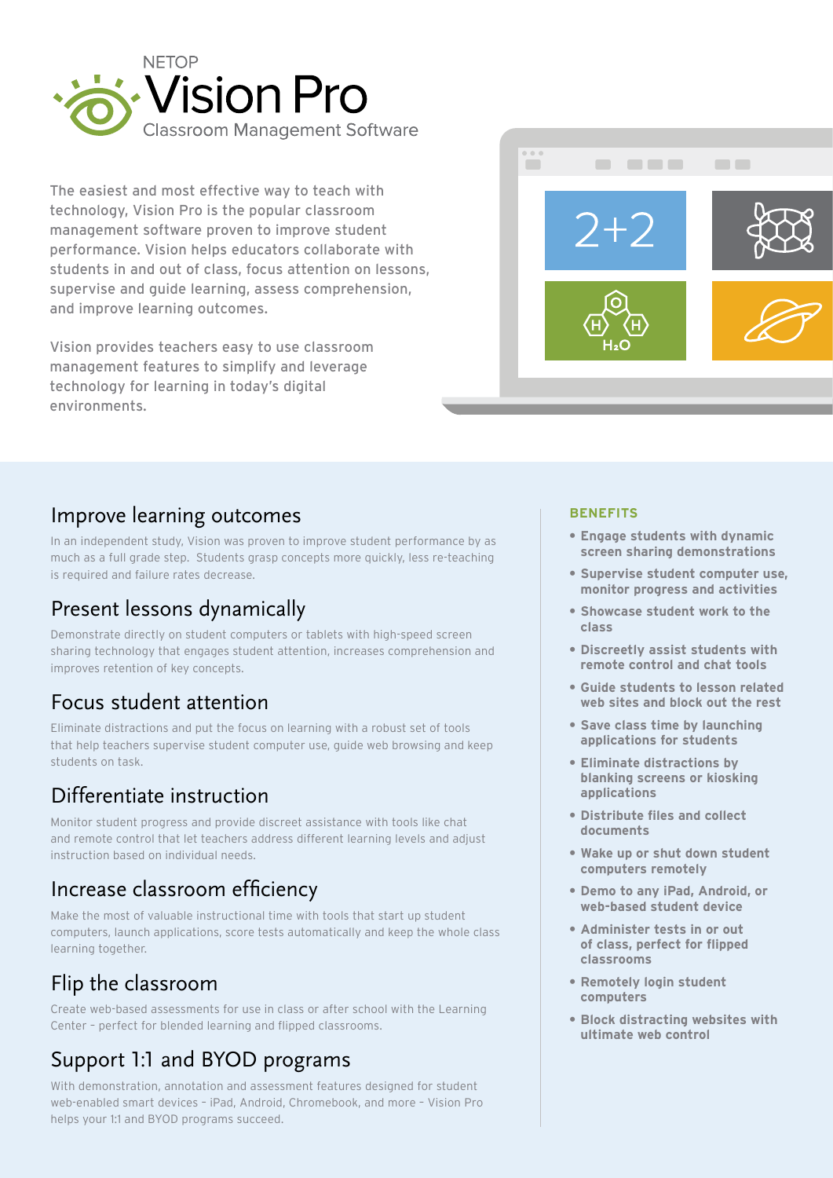NETOP

# Vision Pro

Classroom Management Software

The easiest and most effective way to teach with technology, Vision Pro is the popular classroom management software proven to improve student performance. Vision helps educators collaborate with students in and out of class, focus attention on lessons, supervise and guide learning, assess comprehension, and improve learning outcomes.

Vision provides teachers easy to use classroom management features to simplify and leverage technology for learning in today's digital environments.

## Improve learning outcomes

In an independent study, Vision was proven to improve student performance by as much as a full grade step. Students grasp concepts more quickly, less re-teaching is required and failure rates decrease.

## Present lessons dynamically

Demonstrate directly on student computers or tablets with high-speed screen sharing technology that engages student attention, increases comprehension and improves retention of key concepts.

## Focus student attention

Eliminate distractions and put the focus on learning with a robust set of tools that help teachers supervise student computer use, guide web browsing and keep students on task.

## Differentiate instruction

Monitor student progress and provide discreet assistance with tools like chat and remote control that let teachers address different learning levels and adjust instruction based on individual needs.

## Increase classroom efficiency

Make the most of valuable instructional time with tools that start up student computers, launch applications, score tests automatically and keep the whole class learning together.

## Flip the classroom

Create web-based assessments for use in class or after school with the Learning Center – perfect for blended learning and flipped classrooms.

## Support 1:1 and BYOD programs

With demonstration, annotation and assessment features designed for student web-enabled smart devices – iPad, Android, Chromebook, and more – Vision Pro helps your 1:1 and BYOD programs succeed.

### BENEFITS

- **Engage students with dynamic screen sharing demonstrations**
- **Supervise student computer use, monitor progress and activities**
- **Showcase student work to the class**
- **Discreetly assist students with remote control and chat tools**
- **Guide students to lesson related web sites and block out the rest**
- **Save class time by launching applications for students**
- **Eliminate distractions by blanking screens or kiosking applications**
- **Distribute files and collect documents**
- **Wake up or shut down student computers remotely**
- **Demo to any iPad, Android, or web-based student device**
- **Administer tests in or out of class, perfect for flipped classrooms**
- **Remotely login student computers**
- **Block distracting websites with ultimate web control**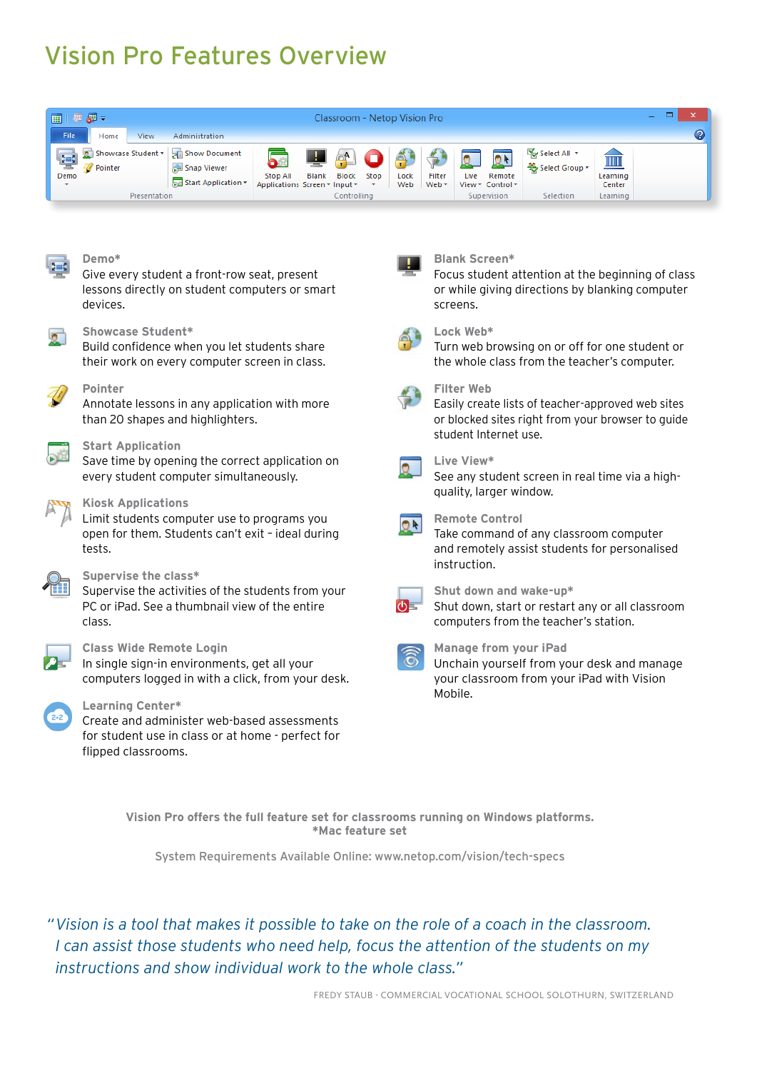# Vision Pro Features Overview

**Demo***
Give every student a front-row seat, present lessons directly on student computers or smart devices.

**Showcase Student***
Build confidence when you let students share their work on every computer screen in class.

**Pointer**
Annotate lessons in any application with more than 20 shapes and highlighters.

**Start Application**
Save time by opening the correct application on every student computer simultaneously.

**Kiosk Applications**
Limit students computer use to programs you open for them. Students can't exit - ideal during tests.

**Supervise the class***
Supervise the activities of the students from your PC or iPad. See a thumbnail view of the entire class.

**Class Wide Remote Login**
In single sign-in environments, get all your computers logged in with a click, from your desk.

**Learning Center***
Create and administer web-based assessments for student use in class or at home - perfect for flipped classrooms.

**Blank Screen***
Focus student attention at the beginning of class or while giving directions by blanking computer screens.

**Lock Web***
Turn web browsing on or off for one student or the whole class from the teacher's computer.

**Filter Web**
Easily create lists of teacher-approved web sites or blocked sites right from your browser to guide student Internet use.

**Live View***
See any student screen in real time via a high-quality, larger window.

**Remote Control**
Take command of any classroom computer and remotely assist students for personalised instruction.

**Shut down and wake-up***
Shut down, start or restart any or all classroom computers from the teacher's station.

**Manage from your iPad**
Unchain yourself from your desk and manage your classroom from your iPad with Vision Mobile.

**Vision Pro offers the full feature set for classrooms running on Windows platforms.**
***Mac feature set**

System Requirements Available Online: www.netop.com/vision/tech-specs

*"Vision is a tool that makes it possible to take on the role of a coach in the classroom. I can assist those students who need help, focus the attention of the students on my instructions and show individual work to the whole class."*

FREDY STAUB - COMMERCIAL VOCATIONAL SCHOOL SOLOTHURN, SWITZERLAND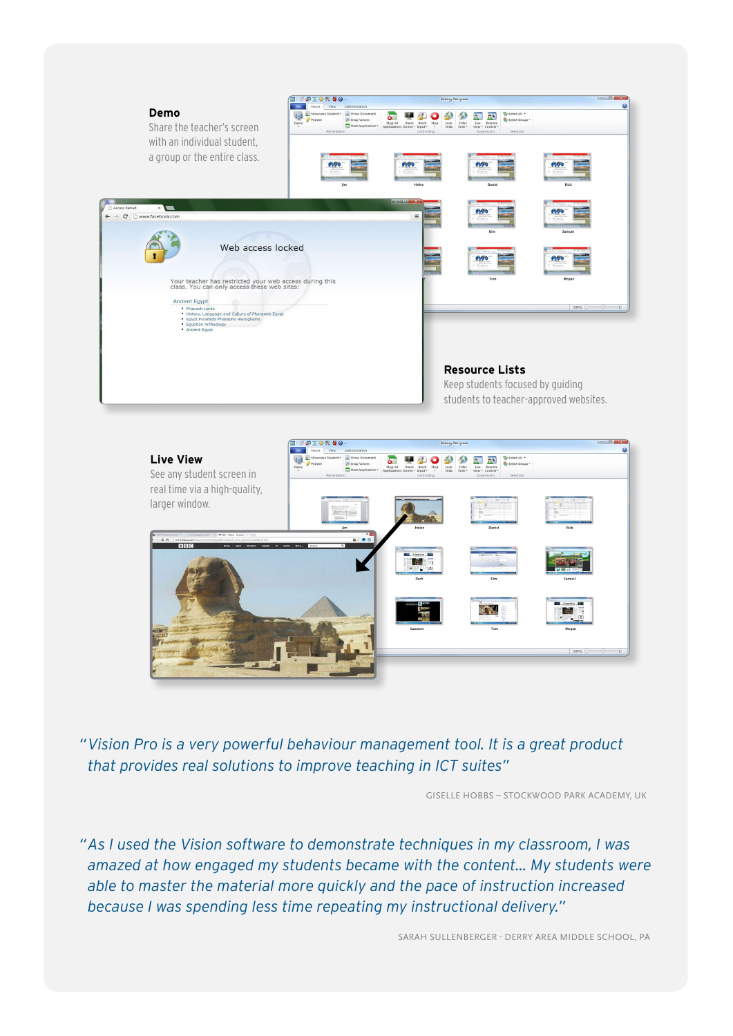**Demo**

Share the teacher's screen with an individual student, a group or the entire class.

**Resource Lists**

Keep students focused by guiding students to teacher-approved websites.

**Live View**

See any student screen in real time via a high-quality, larger window.

*"Vision Pro is a very powerful behaviour management tool. It is a great product that provides real solutions to improve teaching in ICT suites"*

GISELLE HOBBS – STOCKWOOD PARK ACADEMY, UK

*"As I used the Vision software to demonstrate techniques in my classroom, I was amazed at how engaged my students became with the content... My students were able to master the material more quickly and the pace of instruction increased because I was spending less time repeating my instructional delivery."*

SARAH SULLENBERGER - DERRY AREA MIDDLE SCHOOL, PA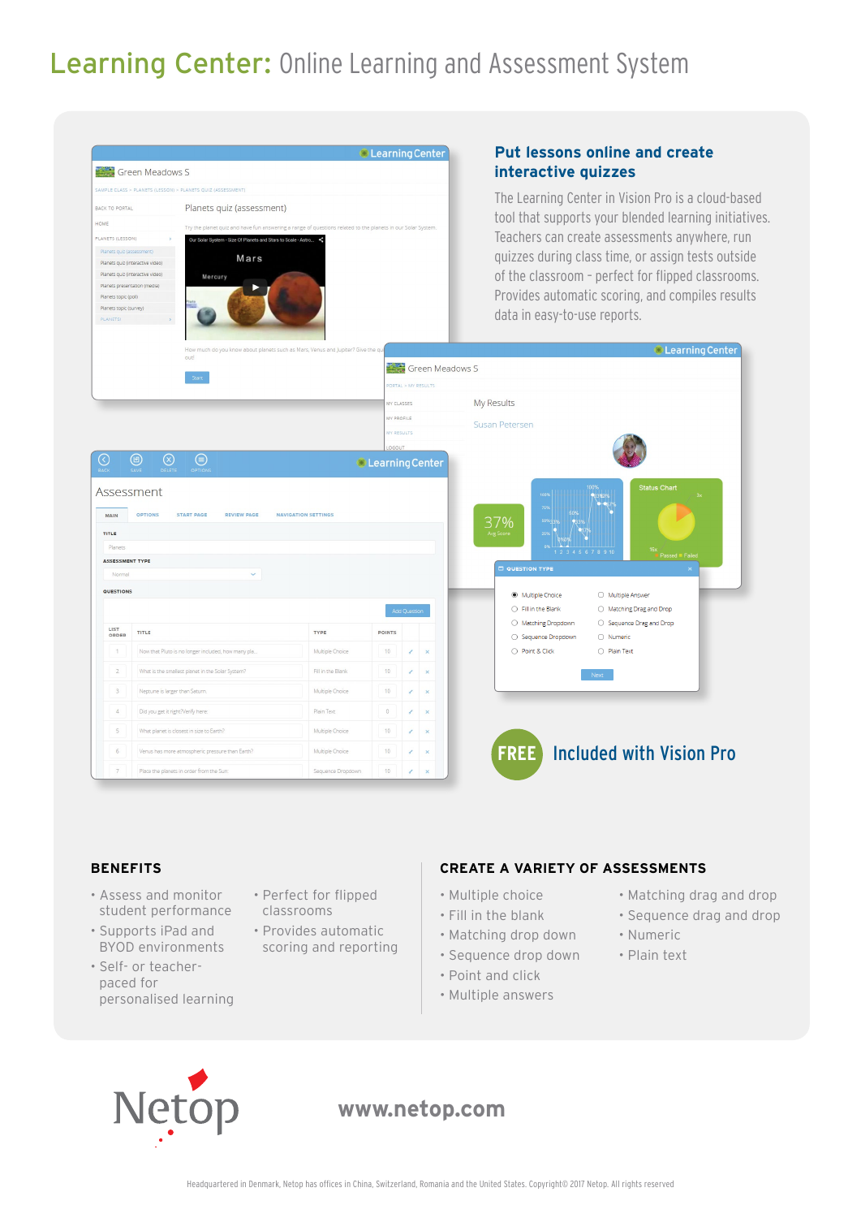# Learning Center: Online Learning and Assessment System

## Put lessons online and create interactive quizzes

The Learning Center in Vision Pro is a cloud-based tool that supports your blended learning initiatives. Teachers can create assessments anywhere, run quizzes during class time, or assign tests outside of the classroom - perfect for flipped classrooms. Provides automatic scoring, and compiles results data in easy-to-use reports.

**FREE** Included with Vision Pro

### BENEFITS

- Assess and monitor student performance
- Supports iPad and BYOD environments
- Self- or teacher-paced for personalised learning
- Perfect for flipped classrooms
- Provides automatic scoring and reporting

### CREATE A VARIETY OF ASSESSMENTS

- Multiple choice
- Fill in the blank
- Matching drop down
- Sequence drop down
- Point and click
- Multiple answers
- Matching drag and drop
- Sequence drag and drop
- Numeric
- Plain text

Netop

www.netop.com

Headquartered in Denmark, Netop has offices in China, Switzerland, Romania and the United States. Copyright© 2017 Netop. All rights reserved